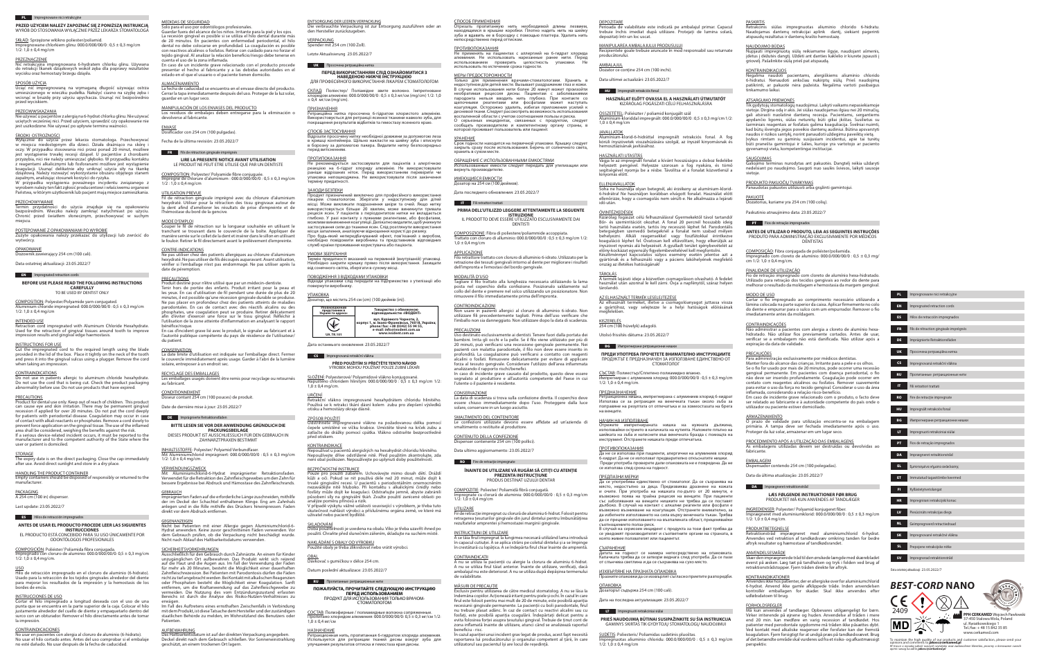## PL Impregnowane nici retrakcyjne

**PRZED UŻYCIEM NALEŻY ZAPOZNAĆ SIĘ Z PONIŻSZĄ INSTRUKCJĄ**
WYRÓB DO STOSOWANIA WYŁĄCZNIE PRZEZ LEKARZA STOMATOLOGA

SKŁAD: Sprzężone włókno poliester/poliamid. Impregnowane chlorkiem glinu: 000/00/0: 0,5 ± 0,3 mg/cm 1/2: 1,0 ± 0,4 mg/cm

**PRZEZNACZENIE**
Nić retrakcyjna impregnowana 6-hydratem chlorku glinu. Używana do retrakcji tkanek dziąsłowych wokół zęba dla poprawy rezultatów wycisku oraz hemostazy brzegu dziąsła.

**SPOSÓB UŻYCIA**
Uciąć nić impregnowaną na wymaganą długość używając ostrza umieszczonego w wieczku pudełka. Nałożyć ciasno na szyjkę zęba i wcisnąć w bruzdę przy użyciu upychacza. Usunąć nić bezpośrednio przed wyciskiem.

**PRZECIWWSKAZANIA**
Nie używać u pacjentów z alergią na 6-hydrat chlorku glinu. Nie używać uszkodzonej nici. Przed użyciem, sprawdzić czy opakowanie nie jest uszkodzone. Nie używać po upływie terminu ważności.

**ŚRODKI OSTROŻNOŚCI**
Wyłącznie do użytku przez lekarza stomatologa. Przechowywać w miejscu niedostępnym dla dzieci. Działa drażniąco na skórę i oczy. W przypadku stosowania nici przez ponad 20 minut, możliwe jest wystąpienie trwałej recesji dziąseł. U pacjentów z chorobami przyzębia, nici nie należy umieszczać głęboko. W przypadku kontaktu z odczynnikami alkalicznymi lub fosforanami możliwe jest wystąpienie koagulacji. Usunąć delikatnie aby uniknąć użycia siły na tkankę dziąsłową. Należy rozważyć wykorzystanie obszaru objętego stanem zapalnym, analizując stosunek korzyści do ryzyka.
W przypadku wystąpienia poważnego incydentu związanego z wyrobem należy ten fakt zgłosić producentowi i właściwemu organowi Państwa, w którym użytkownik lub pacjent mają miejsce zamieszkania.

**PRZECHOWYWANIE**
Termin przydatności do użycia znajduje się na opakowaniu bezpośrednim. Wieczko należy zamknąć natychmiast po użyciu. Chronić przed światłem słonecznym, przechowywać w suchym miejscu.

**POSTĘPOWANIE Z OPAKOWANIAMI PO WYROBIE**
Zużyte opakowania należy przekazać do utylizacji lub zwrócić do wytwórcy.

**OPAKOWANIE**
Dozownik zawierający 254 cm (100 cali).

Data ostatniej aktualizacji: 23.05.2022/7

## EN Impregnated retraction cords

**BEFORE USE PLEASE READ THE FOLLOWING INSTRUCTIONS CAREFULLY**
TO BE USED BY DENTIST ONLY

COMPOSITION: Polyester/Polyamide yarn conjugated. Aluminium chloride impregnated: 000/00/0: 0,5 ± 0,3 mg/cm 1/2: 1,0 ± 0,4 mg/cm

**INTENDED USE**
Retraction cord impregnated with Aluminum Chloride Hexahydrate. Used for the retraction of gingival tissues around tooth to improve impression results and gingival edge haemostasis.

**INSTRUCTIONS FOR USE**
Cut the impregnated cord to the required length using the blade provided in the lid of the box. Place it tightly on the neck of the tooth and press it into the gingival sulcus using a plugger. Remove the cord when taking an impression.

**CONTRAINDICATIONS**
Do not use in patients allergic to aluminium chloride hexahydrate. Do not use the cord that is being cut. Check the product packaging abnormality before use. Do not use products that have expired.

**PRECAUTIONS**
Product for dental use only. Keep out of reach of children. This product can cause eye and skin irritation. There may be permanent gingival recession if applied for over 20 minutes. Do not put the cord deeply for patients with periodontal disease. Coagulation may occur in case of contact with alkali reactants or phosphates. Remove a cord slowly to prevent force application on the gingival tissue. The use of the inflamed area shall be considered, weighing the benefits against the risk.
If a serious device-related incident occurs, it must be reported to the manufacturer and to the competent authority of the State where the user or patient is domiciled.

**STORAGE**
The expiry date is on the direct packaging. Close the cap immediately after use. Avoid direct sunlight and store in a dry place.

**HANDLING THE PRODUCT CONTAINER**
Empty containers should be disposed of responsibly or returned to the manufacturer.

**PACKAGING**
A 254 cm (100 in) dispenser.

Last update: 23.05.2022/7

## ES Hilos de retracción impregnados

**ANTES DE USAR EL PRODUCTO PROCEDE LEER LAS SIGUIENTES INSTRUCCIONES**
EL PRODUCTO ESTÁ CONCEBIDO PARA SU USO ÚNICAMENTE POR ODONTÓLOGOS PROFESIONALES

COMPOSICIÓN: Poliéster/ Poliamida fibra conjugada. Impregnado con cloruro de aluminio: 000/00/0: 0,5 ± 0,3 mg/cm 1/2: 1,0 ± 0,4 mg/cm

**USO**
Hilo de retracción impregnado en el cloruro de aluminio (6-hidrato). Usado para la retracción de los tejidos gingivales alrededor del diente para mejorar los resultados de la impresión y la hemostasia de los bordes de encía.

**INSTRUCCIONES DE USO**
Cortar el hilo impregnado a longitud deseada con el uso de una punta que se encuentra en la parte superior de la caja. Colocar el hilo justamente alrededor del cuello de diente y empaquetarlo dentro del surco con un obturador. Remover el hilo directamente antes de tomar la impresión.

**CONTRAINDICACIONES**
No usar en pacientes con alergia al cloruro de aluminio (6-hidrato). No usar el hilo cortado antes. Antes del uso comprobar si el embalaje no esté dañado. No usar después de la fecha de caducidad.

**MEDIDAS DE SEGURIDAD**
Sólo para el uso por odontólogos profesionales. Guardar fuera del alcance de los niños. Irritante para la piel y los ojos. La recesión gingival es posible si se utiliza el hilo dental durante más de 20 minutos. En pacientes con enfermedad periodontal, el hilo dental no debe colocarse en profundidad. La coagulación es posible con reactivos alcalinos o fosfatos. Retirar con cuidado para no forzar el tejido gingival. Al analizar la relación beneficio/riesgo debe tenerse en cuenta el uso de la zona inflamada.
En caso de un incidente grave relacionado con el producto proceda presentar el hecho al fabricante y a las debidas autoridades en el estado en el que el usuario o el paciente tienen domicilio.

**ALMACENAMIENTO**
La fecha de caducidad se encuentra en el envase directo del producto. Cerrar la tapa inmediatamente después del uso. Proteger de la luz solar, guardar en un lugar seco.

**MANIPULACIÓN DE LOS ENVASES DEL PRODUCTO**
Los residuos de embalajes deben entregarse para la eliminación o devolverse al fabricante.

**ENVASE**
Dosificador con 254 cm (100 pulgadas).

Fecha de la última revisión: 23.05.2022/7

## FR Fils de rétraction gingivale imprégnés

**LIRE LA PRESENTE NOTICE AVANT UTILISATION**
LE PRODUIT NE PEUT ÊTRE UTILISÉ QUE PAR UN DENTISTE

COMPOSITION: Polyester/ Polyamide fibre conjuguée. Imprégné de chlorure d'aluminium : 000/00/0: 0,5 ± 0,3 mg/cm 1/2: 1,0 ± 0,4 mg/cm

**UTILISATION PREVUE**
Fil de rétraction gingivale imprégné avec du chlorure d'aluminium hexahydraté. Utilisé pour la rétraction des tissus gingivaux autour de la dent afin d'améliorer les résultats de prise d'empreinte et de l'hémostase du bord de la gencive.

**MODE D'EMPLOI**
Couper le fil de rétraction sur la longueur souhaitée en utilisant le tranchant se trouvant dans le couvercle de la boîte. Appliquer de manière serrée sur le collet de la dent et insérer dans le sillon en utilisant le fouloir. Retirer le fil directement avant le prélèvement d'empreinte.

**CONTRE-INDICATIONS**
Ne pas utiliser chez des patients allergiques au chlorure d'aluminium hexahydraté. Ne pas utiliser de fils découpés auparavant. Avant utilisation, vérifier si l'emballage n'est pas endommagé. Ne pas utiliser après la date de péremption.

**PRECAUTIONS**
Produit destiné pour n'être utilisé que par un médecin-dentiste. Tenir hors de portée des enfants. Produit irritant pour la peau et les yeux. En cas d'utilisation de fil pendant une durée de plus de 20 minutes, il est possible qu'une récession gingivale durable se produise. Ne pas placer en profondeur chez des patients atteints de maladies parodontales. En cas de contact avec des réactifs alcalins ou des phosphates, une coagulation peut se produire. Retirer délicatement afin d'éviter d'exercer une force sur le tissu gingival. Analyser l'utilisation de la zone atteinte d'inflammation en analysant le rapport bénéfice/risque.
En cas d'incident grave lié avec le produit, le signaler au fabricant et à l'autorité publique compétente du pays de résidence de l'utilisateur/ du patient.

**CONSERVATION**
La date limite d'utilisation est indiquée sur l'emballage direct. Fermer le couvercle immédiatement après usage. Garder à l'abri de la lumière solaire, entreposer à un endroit sec.

**RECYCLAGE DES EMBALLAGES**
Les emballages usagés doivent être remis pour recyclage ou retournés au fabricant.

**CONDITIONNEMENT**
Doseur contant 254 cm (100 pouces) de produit.

Date de dernière mise à jour: 23.05.2022/7

## DE Imprägnierte Retraktionsfäden

**BITTE LESEN SIE VOR DER ANWENDUNG GRÜNDLICH DIE PACKUNGSBEILAGE**
DIESES PRODUKT IST AUSSCHLIESSLICH FÜR DEN GEBRAUCH IN ZAHNARZTPRAXEN BESTIMMT

INHALTSSTOFFE: Polyester/ Polyamid Verbundfaser. Mit Aluminiumchlorid imprägniert: 000/00/0: 0,5 ± 0,3 mg/cm 1/2: 1,0 ± 0,4 mg/cm

**VERWENDUNGSZWECK**
Mit Aluminiumchlorid-6-Hydrat imprägnierter Retraktionsfaden. Verwendet für die Retraktion des Zahnfleischgewebes um den Zahn für bessere Ergebnisse bei Abdruck und Hämostase des Zahnfleischrands.

**GEBRAUCH**
Imprägnierten Faden auf die erforderliche Länge zuschneiden, mithilfe der im Deckel der Schachtel enthaltenen Klinge. Eng am Zahnhals anlegen und in die Rille mithilfe des Drückers hineinpressen. Faden direkt vor dem Abdruck entfernen.

**GEGENANZEIGEN**
Nicht bei Patienten mit einer Allergie gegen Aluminiumchlorid-6-Hydrat anwenden. Keine zuvor geschnittenen Fäden verwenden. Vor dem Gebrauch prüfen, ob die Verpackung nicht beschädigt wurde. Nicht nach Ablauf des Haltbarkeitsdatums verwenden.

**SICHERHEITSVORKEHRUNGEN**
Ausschließlich für den Gebrauch durch Zahnärzte. An einem für Kinder unzugänglichen Ort aufbewahren. Das Produkt wirkt sich reizend auf die Haut und die Augen aus. Im Fall der Verwendung der Fäden für mehr als 20 Minuten, besteht die Möglichkeit einer dauerhaften Zahnfleischrezession. Bei Patienten mit Parodontosis dürfen die Fäden nicht zu tief angebracht werden. Bei Kontakt mit alkalischen Reagenzien oder Phosphaten besteht die Möglichkeit einer Koagulation. Unter Vorsicht entfernen, um die Kraftanwendung auf das Zahnfleischgewebe zu vermeiden. Die Nutzung des vom Entzündungszustand erfassten Bereichs ist durch die Analyse des Risiko-Nutzen-Verhältnisses zu erwägen.
Im Fall des Auftretens eines ernsthaften Zwischenfalls in Verbindung mit dem Produkt, ist diese Tatsache dem Hersteller und der zuständigen staatlichen Behörde zu melden, im Wohnsitzland des Benutzers oder Patienten.

**AUFBEWAHRUNG**
Das Haltbarkeitsdatum ist auf der direkten Verpackung angegeben. Deckel direkt nach dem Gebrauch schließen. Vor Sonneneinstrahlung geschützt, an einem trockenen Ort lagern.

**ENTSORGUNG DER LEEREN VERPACKUNG**
Die verbrauchte Verpackung ist zur Entsorgung zuzuführen oder an den Hersteller zurückzugeben.

**VERPACKUNG**
Spender mit 254 cm (100 Zoll).

Letzte Aktualisierung: 23.05.2022/7

## UK Просочена ретракційна нитка

**ПЕРЕД ВИКОРИСТАННЯМ СЛІД ОЗНАЙОМИТИСЯ З НАВЕДЕНОЮ НИЖЧЕ ІНСТРУКЦІЄЮ**
ДЛЯ ПРОФЕСІЙНОГО ВИКОРИСТАННЯ ЛІКАРЕМ СТОМАТОЛОГОМ

СКЛАД: Поліестер/ Поліамідне зв'язане волокно. Імпрегноване хлоридом алюмінію: 000/00/0: 0,5 ± 0,3 mg/cm 1/2: 1,0 ± 0,4 mg/cm

**ПРИЗНАЧЕННЯ**
Ретракційна нитка просочена 6-гідратом хлористого алюмінію. Використовується для ретракції ясенних тканин навколо зуба, для покращення результатів відбитків та гемостазу ясенного краю.

**СПОСІБ ЗАСТОСУВАННЯ**
Відрізати просочену нитку необхідної довжини за допомогою леза в кришці контейнера. Щільно накласти на шийку зуба і втиснути в борозну за допомогою пакера. Видалити нитку безпосередньо перед вилученням.

**ПРОТИПОКАЗАННЯ**
Не рекомендується застосовувати для пацієнтів з алергічною реакцією на 6-гідрат хлориду алюмінію. Не використовувати раніше відрізаних ниток. Перед використанням перевірити чи упаковка непошкоджена. Не використовувати після закінчення терміну придатності.

**ЗАХОДИ БЕЗПЕКИ**
Продукт призначений виключно для професійного використання лікарем стоматологом. Зберігати у недоступному для дітей місці. Може викликати подразнення шкіри та очей. Якщо нитку використовують більше 20 хвилин, може виникнути тривала рецесія ясен. У пацієнтів з пародонтитом нитки не вкладаються глибоко. У разі контакту з лужними реагентами, або фосфатами, можливе виникнення коагуляції. Делікатно видаляти щоб уникнути застосування сили до тканини ясен. Слід розглянути використання місця запалення, аналізуючи співвідношення користі до ризику.
Про будь-який непередбачуваний ефект, пов'язаний з виробом, необхідно повідомити виробника та представника відповідних служб країни проживання користувача або пацієнта.

**УМОВИ ЗБЕРІГАННЯ**
Термін придатності вказаний на первинній (внутрішній) упаковці. Необхідно закрити кришку прямо після використання. Захищати від сонячного світла, зберігати в сухому місці.

**ПОВОДЖЕННЯ З ВІДХОДАМИ УПАКОВКИ**
Відходи упаковки слід передати на підприємство з утилізації або повернути виробнику.

**УПАКОВКА**
Дозатор, що містить 254 см (100 дюймів (in)).

Уповноважений представник в Україні та адреса: Товариство з обмеженою відповідальністю «ВОДЕНТ», корпус 1, м. Івано-Франківськ, 76018, Україна; e-mail: info@vodent.com.ua, www.vodent.com.ua
UA.TR.101

Дата останнього оновлення: 23.05.2022/7

## CS Impregnovaná retrakční vlákna

**PŘED POUŽITÍM SI PŘEČTĚTE TENTO NÁVOD**
VÝROBEK MOHOU POUŽÍVAT POUZE ZUBNÍ LÉKAŘI

SLOŽENÍ: Polyesterové/ Polyamidové vlákno konjugované. Napuštěno chloridem hlinitým: 000/00/0: 0,5 ± 0,3 mg/cm 1/2: 1,0 ± 0,4 mg/cm

**URČENÍ**
Retrakční vlákno impregnované hexahydrátem chloridu hlinitého. Používá se k retrakci tkání dásní kolem zubu pro zlepšení výsledků otisku a hemostázy okraje dásně.

**ZPŮSOB POUŽITÍ**
Ustřihněte impregnované vlákno na požadovanou délku pomocí čepele umístěné ve víčku krabice. Umístěte těsně na krček zubu a zatlačte do rýhy pomocí cpátka. Vlákno odstraňte bezprostředně před otiskem.

**KONTRAINDIKACE**
Nepoužívat u pacientů alergických na hexahydrát chloridu hlinitého. Nepoužívejte dříve odstřižené nitě. Před použitím zkontrolujte, zda není obal poškozen. Nepoužívejte po uplynutí doby použitelnosti.

**BEZPEČNOSTNÍ INSTRUKCE**
Pouze pro použití zubařem. Uchovávejte mimo dosah dětí. Dráždí kůži a oči. Pokud se nit používá déle než 20 minut, může dojít k trvalé gingivální recesi. U pacientů s periodontálním onemocněním nezavádějte nit hluboko. Při kontaktu s alkalickými činidly nebo fosfáty může dojít ke koagulaci. Odstraňte jemně, abyste zabránili působení síly na gingivální tkáň. Zvažte použití zanícené oblasti po analýze poměru přínosů a rizik.
V případě vzniku vážné události související s výrobkem, je třeba tuto skutečnost nahlásit výrobci a příslušnému orgánu země, ve které má uživatel nebo pacient bydliště.

**SKLADOVÁNÍ**
Doba použitelnosti je uvedena na obalu. Víko je třeba uzavřít ihned po použití. Chraňte před slunečním zářením, skladujte na suchém místě.

**NAKLÁDÁNÍ S OBALY OD VÝROBKU**
Použité obaly je třeba zlikvidovat nebo vrátit výrobci.

**OBAL**
Dávkovač s gumičkou v délce 254 cm.

Datum poslední aktualizace: 23.05.2022/7

## RU Пропитанные ретракционные нити

**ПОЖАЛУЙСТА, ПРОЧИТАЙТЕ СЛЕДУЮЩУЮ ИНСТРУКЦИЮ ПЕРЕД ИСПОЛЬЗОВАНИЕМ**
ПРОДУКТ ДЛЯ ИСПОЛЬЗОВАНИЯ ТОЛЬКО ВРАЧОМ-СТОМАТОЛОГОМ

СОСТАВ: Полиэфирное / полиамидное волокно сопряженные. Пропитано хлоридом алюминия: 000/00/0: 0,5 ± 0,3 mg/cm 1/2: 1,0 ± 0,4 mg/cm

**НАЗНАЧЕНИЕ**
Ретракционная нить, пропитанная 6-гидратом хлорида алюминия. Используется для ретракции тканей десны вокруг зуба для улучшения результатов оттиска и гемостаза края десны.

**СПОСОБ ПРИМЕНЕНИЯ**
Отрезать пропитанную нить необходимой длины лезвием, находящимся в крышке коробки. Плотно надеть нить на шейку зуба и вдавить ее в борозду с помощью пакера. Удалить нить непосредственно перед оттиском.

**ПРОТИВОПОКАЗАНИЯ**
Не применять на пациентах с аллергией на 6-гидрат хлорида алюминия. Не использовать нарезанные ранее нити. Перед использованием проверить целостность упаковки. Не использовать по истечении срока годности.

**МЕРЫ ПРЕДОСТОРОЖНОСТИ**
Только для применения врачами-стоматологами. Хранить в недоступном для детей месте. Вызывает раздражение глаз и кожи. В случае использования нитей более 20 минут может произойти необратимая рецессия десны. Пациентам с заболеваниями пародонта нельзя вводить нить глубоко. При контакте со щелочными реагентами или фосфатами может наступить коагуляция. Осторожно удалить, избегая приложения усилий к десневой ткани. Следует рассмотреть возможность использования воспаленной области с учетом соотношения пользы и риска.
О серьезных инцидентах, связанных с продуктом, следует сообщать производителю и компетентному органу страны, в которой проживает пользователь или пациент.

**ХРАНЕНИЕ**
Срок годности находится на первичной упаковке. Крышку следует закрыть сразу после использования. Беречь от солнечного света, хранить в сухом месте.

**ОБРАЩЕНИЕ С ИСПОЛЬЗОВАННЫМИ ЕМКОСТЯМИ**
Использованные емкости следует передать для утилизации или вернуть производителю.

**ИМЕЮЩИЕСЯ ЕМКОСТИ**
Дозатор на 254 см (100 дюймов).

Дата последнего обновления: 23.05.2022/7

## IT Fili retrattori trattati

**PRIMA DELL'UTILIZZO LEGGERE ATTENTAMENTE LA SEGUENTE ISTRUZIONE**
IL PRODOTTO DEVE ESSERE UTILIZZATO ESCLUSIVAMENTE DAI DENTISTI

COMPOSIZIONE: Fibra di poliestere/poliammide accoppiata. Trattato con cloruro di alluminio: 000/00/0: 0,5 ± 0,3 mg/cm 1/2: 1,0 ± 0,4 mg/cm

**APPLICAZIONE**
Filo retrattore trattato con cloruro di alluminio 6-idrato. Utilizzato per la retrazione dei tessuti gengivali intorno al dente per migliorare i risultati dell'impronta e l'emostasi del bordo gengivale.

**MODALITÀ D'USO**
Tagliare il filo trattato alla lunghezza necessaria utilizzando la lama posta nel coperchio della confezione. Posizionare saldamente sul collo del dente e premere nel solco utilizzando un posizionatore. Rimuovere il filo immediatamente prima dell'impronta.

**CONTROINDICAZIONI**
Non usare in pazienti allergici al cloruro di alluminio 6-idrato. Non utilizzare fili precedentemente tagliati. Prima dell'uso verificare che l'imballo non sia danneggiato. Non utilizzare dopo la data di scadenza.

**PRECAUZIONI**
Uso destinato esclusivamente ai dentisti. Tenere fuori dalla portata dei bambini. Irrita gli occhi e la pelle. Se il filo viene utilizzato per più di 20 minuti, può verificarsi una recessione gengivale permanente. Nei pazienti con malattia parodontale, il filo non deve essere inserito in profondità. La coagulazione può verificarsi in caso di contatto con reagenti alcalini o fosfati. Rimuovere delicatamente per evitare di applicare forza al tessuto gengivale. Considerare l'utilizzo dell'area infiammata analizzando il rapporto rischi/benefici.
In caso di incidente grave causato dal prodotto, questo deve essere segnalato al produttore e all'autorità competente del Paese in cui l'utente o il paziente è residente.

**CONSERVAZIONE**
La data di scadenza si trova sulla confezione diretta. Il coperchio deve essere chiuso immediatamente dopo l'uso. Proteggere dalla luce solare, conservare in un luogo asciutto.

**SMALTIMENTO DEL CONTENITORE**
Le confezioni utilizzate devono essere affidate ad un'azienda di smaltimento o restituite al produttore.

**CONTENUTO DELLA CONFEZIONE**
Dispenser contenente 254 cm (100 pollici).

Data ultimo aggiornamento: 23.05.2022/7

## RO Fire de retracție impregnate

**ÎNAINTE DE UTILIZARE VĂ RUGĂM SĂ CITIȚI CU ATENȚIE PREZENTA INSTRUCȚIUNE**
PRODUS DESTINAT UTILIZĂRII DOAR DE CĂTRE DENTIȘTI

COMPOZIȚIE: Poliester/ Poliamidă fibră conjugată. Impregnate cu clorură de aluminiu: 000/00/0: 0,5 ± 0,3 mg/cm 1/2: 1,0 ± 0,4 mg/cm

**UTILIZARE**
Fir de retracție impregnat cu clorură de aluminiu 6-hidrat. Folosit pentru retragerea țesuturilor gingivale din jurul dintelui pentru îmbunătățirea rezultatelor amprentei și hemostazei marginii gingivale.

**INSTRUCȚIUNI DE UTILIZARE**
A se tăia firul impregnat la lungimea necesară utilizând lama introdusă în capacul cutiuței. A se aplica strâns pe coletul dintelui și a se împinge în crestătură cu lopățica. A se îndepărta firul chiar înainte de amprentă.

**CONTRAINDICAȚII**
A nu se utiliza la pacienții cu alergie la clorura de aluminiu 6-hidrat. A nu se utiliza firul tăiat anterior. Înainte de utilizare, verificați dacă ambalajul nu este deteriorat. A nu se utiliza după expirarea termenului de valabilitate.

**MĂSURI DE PRECAUȚIE**
Exclusiv pentru utilizarea de către medicul stomatolog. A nu se lăsa la îndemâna copiilor. Acționează iritant pentru piele și ochi. În cazul în care firul este folosit pentru mai mult de 20 de minute, este posibilă apariția recesiunii gingivale permanente. La pacienții cu boli parodontale, firul nu trebuie plasat adânc. În caz de contact cu reactivi alcalini sau cu fosfați, este posibilă apariția coagulării. Îndepărtați delicat pentru a evita forțarea asupra țesutului gingival. Trebuie de ținut cont de zona inflamată înainte de utilizare, atunci când se analizează raportul beneficii - risc.
În cazul apariției unui incident grav legat de produs, acest fapt necesită raportarea lui producătorului și organului competent al țării, în care utilizatorul sau pacientul își are locul de reședință.

**DEPOZITARE**
Perioada de valabilitate este indicată pe ambalajul primar. Capacul trebuie închis imediat după utilizare. Protejați de lumina solară, depozitați într-un loc uscat.

**MANIPULAREA AMBALAJULUI PRODUSULUI**
Recipientele goale trebuie aruncate în mod responsabil sau returnate producătorului.

**AMBALAJUL**
Dozator ce conține 254 cm (100 inchi).

Data ultimei actualizări: 23.05.2022/7

## HU Impregnált retrakciós fonal

**HASZNÁLAT ELŐTT OVASSA EL A HASZNÁLATI ÚTMUTATÓT**
KIZÁRÓLAG FOGÁSZATI CÉLÚ FELHASZNÁLÁSRA

ÖSSZETÉTEL: Poliészter / poliamid konjugált szál. Alumínium-kloriddal impregnált: 000/00/0: 0,5 ± 0,3 mg/cm 1/2: 1,0 ± 0,4 mg/cm

**JAVALLATOK**
Alumínium-klorid-6-hidráttal impregnált retrakciós fonal. A fog körüli ínyszövetek visszahúzására szolgál, az ínyszél lenyomatának és hemosztázisának javítására.

**HASZNÁLATI UTASÍTÁS**
Vágja le az impregnált fonalat a kívánt hosszúságra a doboz fedelébe helyezett pengével. Helyezze szorosan a fog nyakára, és tömő segítségével nyomja be a résbe. Távolítsa el a fonalat közvetlenül a lenyomat előtt.

**ELLENJAVALLATOK**
Soha ne használja olyan betegnél, aki érzékeny az alumínium-klorid-6-hidráttal. Ne használjon korábban elvágott fonalat. Használat előtt ellenőrizze, hogy a csomagolás nem sérült-e. Ne alkalmazza a lejárati idő után.

**ÓVINTÉZKEDÉSEK**
Kizárólag fogászati célú felhasználásra! Gyermekektől távol tartandó! Bőr- és szemirritációt okozhat. A fonal 20 percnél hosszabb ideig tartó használata esetén, tartós íny recesszió léphet fel. Parodontális betegségben szenvedő betegeknél a fonalat nem szabad mélyen behelyezni. Alkáli reagensekkel vagy foszfátokkal érintkezve koagulálódás léphet fel. Óvatosan kell eltávolítani, hogy elkerüljük az ínyszövet nyomás alá helyezését. A gyulladt terület igénybevételét az előny-kockázat egyensúly figyelembevételével kell meghatározni.
Készítménnyel kapcsolatos súlyos esemény esetén jelentse azt a gyártónak és a felhasználó vagy a páciens lakóhelyének megfelelő ország az illetékes hatóságának!

**TÁROLÁS**
A termék lejárati ideje a közvetlen csomagoláson olvasható. A fedelet használat után azonnal le kell zárni. Óvja a napfénytől, száraz helyen tárolandó.

**AZ ELHASZNÁLT TERMÉK LESELEJTEZÉSE**
Az elhasznált terméket, illetve a csomagolóanyagot juttassa vissza a gyártóhoz, vagy selejtezze le a helyi hatóságok előírásainak megfelelően.

**KISZERELÉS**
254 cm (100 hüvelyk) adagoló.

Utolsó frissítés dátuma: 23.05.2022/7

## BG Импрегнирани ретракционни конци

**ПРЕДИ УПОТРЕБА ПРОЧЕТЕТЕ ВНИМАТЕЛНО ИНСТРУКЦИИТЕ**
ПРОДУКТЪТ Е ПРЕДНАЗНАЧЕН ЗА ИЗПОЛЗВАНЕ ЕДИНСТВЕНО ОТ СТОМАТОЛОГ

СЪСТАВ: Полиестер/Сплетено полиамидно влакно. Импрегниран с алуминиев хлорид: 000/00/0: 0,5 ± 0,3 mg/cm 1/2: 1,0 ± 0,4 mg/cm

**ПРЕДНАЗНАЧЕНИЕ**
Ретракционна нишка, импрегнирана с алуминиев хлорид 6-хидрат. Използва се за ретракция на венечната тъкан около зъба за подобряване на резултата от отпечатъка и за хемостазата на брега на венеца.

**НАЧИН НА ИЗПОЛЗВАНЕ**
Отрежете импрегнираната нишка на нужната дължина, използвайки острието в капачката на кутията. Нанесете плътно на шийката на зъба и натиснете във венечната бразда с помощта на инструмент. Отстранете нишката преди отпечатъка.

**ПРОТИВОПОКАЗАНИЯ**
Да не се използва при пациенти, алергични на алуминиев хлорид 6-хидрат. Да не се използват предварително отрязаните нишки. Преди употреба проверете дали опаковката не е повредена. Да не се използва след срока на годност.

**ПРЕДПАЗНИ МЕРКИ**
Да се употребява единствено от стоматолог. Да се съхранява на места, недостъпни за деца. Предизвиква дразнене на кожата и очите. При употреба на нишката по-дълго от 20 минути, е възможна поява на трайна рецесия на венците. При пациенти със заболявания на венците нишките не трябва да се поставят дълбоко. В случай на контакт с алкални реагенти или фосфати е възможна появата на коагулация. Отстранете внимателно, за да избегнете използването на сила върху венечната тъкан. Трябва да се прецени използването на възпалената област, претегляйки съотношението полза-риск.
В случай на сериозен инцидент с продукта за този факт трябва да се уведомят производителят и съответните органи на страната, в която живее потребителят или пациентът.

**СЪХРАНЕНИЕ**
Датата на годност се намира непосредствено на опаковката. Капачката трябва да се затваря веднага след употреба. Да се пази от слънчева светлина и да се съхранява на сухо място.

**ИЗХВЪРЛЯНЕ НА ПРАЗНИТЕ ОПАКОВКИ**
Празните опаковки да се изхвърлят съгласно приетите разпоредби.

**ОПАКОВКА**
Дозатор съдържащ 254 cm (100 цола).

Дата на последна актуализация: 23.05.2022/7

## LT Impregnuoti retrakciniai siūlai

**PRIEŠ NAUDOJIMĄ BŪTINAI SUSIPAŽINKITE SU ŠIA INSTRUKCIJA**
GAMINYS SKIRTAS TIK GYDYTOJŲ STOMATOLOGŲ NAUDOJIMUI

SUDĖTIS: Poliesteris/ Poliamidas sudėtinis pluoštas. Impregnuotas aliuminio chloridu: 000/00/0: 0,5 ± 0,3 mg/cm 1/2: 1,0 ± 0,4 mg/cm

**PASKIRTIS**
Retrakcinis siūlas impregnuotas aliuminio chlorido 6-hidratu. Naudojamas dantenų retrakcijai aplink dantį, siekiant pagerinti atspaudų rezultatus ir dantenų krašto hemostazę.

**NAUDOJIMO BŪDAS**
Nupjauti impregnuotą siūlą reikiamame ilgyje, naudojant ašmenis, įdėtus į dėžutės dangtį. Uždėti ant danties kaklelio ir kuo giliau įspausti į griovelį. Pašalinkite siūlą prieš pat atspaudą.

**KONTRAINDIKACIJOS**
Negalima naudoti pacientams, alergiškiems aliuminio chlorido 6-hidratui. Nenaudoti anksčiau nukirptų siūlų. Prieš naudojimą patikrinti, ar pakuotė nėra pažeista. Negalima naudoti pasibaigus tinkamumo laikui.

**ATSARGUMO PRIEMONĖS**
Tik gydytojų stomatologų naudojimui. Laikyti vaikams nepasiekiamoje vietoje. Dirgina odą ir akis. Jei siūlas naudojamas ilgiau nei 20 minučių, gali atsirasti nuolatinė dantenų recesija. Pacientams, sergantiems periodonto ligomis, siūlo negalima įkišti giliai. Kontaktuojant su šarminiais reagentais ar fosfatais galima koaguliacija. Atsargiai pašalinkite, kad būtų išvengta jėgos poveikio dantenų audiniui. Būtina apsvarstyti naudą ir rizikos santykį, norint panaudoti uždegimo pažeistą vietą.
Įvykus rimtam su gaminiu susijusiam incidentui, apie tai turėtų būti pranešta gamintojui ir šalies, kurioje yra vartotojo ar paciento gyvenamoji vieta, kompetentingai institucijai.

**SAUGOJIMAS**
Galiojimo terminas nurodytas ant pakuotės. Dangtelį reikia uždaryti nedelsiant po naudojimo. Saugoti nuo saulės šviesos, laikyti sausoje vietoje.

**PRODUKTO PAKUOČIŲ TVARKYMAS**
Panaudotas pakuotes utilizuoti arba grąžinti gamintojui.

**PAKUOTĖ**
Dozatorius, kuriame yra 254 cm (100 colių).

Paskutinio atnaujinimo data: 23.05.2022/7

## PT Fios de retração impregnados

**ANTES DE UTILIZAR O PRODUTO, LEIA AS SEGUINTES INSTRUÇÕES**
PRODUTO PARA A ADMINISTRAÇÃO EXCLUSIVAMENTE POR MÉDICOS DENTISTAS

COMPOSIÇÃO: Fibra conjugada de poliéster/poliamida. Impregnado com cloreto de alumínio: 000/00/0: 0,5 ± 0,3 mg/cm 1/2: 1,0 ± 0,4 mg/cm

**FINALIDADE DE UTILIZAÇÃO**
Fio de retração impregnado com cloreto de alumínio hexa-hidratado. Utilizado para retração dos tecidos gengivais ao redor do dente para melhorar o resultado da moldagem e hemostasia da margem gengival.

**MODO DE USO**
Cortar o fio impregnado ao comprimento necessário utilizando a lâmina colocada na parte superior da caixa. Aplicar firmemente no colo do dente e empurrar para o sulco com um empurrador. Remover o fio imediatamente antes da moldagem.

**CONTRAINDICAÇÕES**
Não administrar a pacientes com alergia a cloreto de alumínio hexa-hidratado. Não utilizar fios previamente cortados. Antes de usar, verificar se a embalagem não está danificada. Não utilizar após a expiração da data de validade.

**PRECAUÇÕES**
Para administração exclusivamente por médicos dentistas. Manter fora do alcance das crianças. Irritante para a pele e os olhos. Se o fio for usado por mais de 20 minutos, pode ocorrer uma recessão gengival permanente. Em pacientes com doença periodontal, o fio não deve ser inserido profundamente. Coagulação pode ocorrer em contato com reagentes alcalinos ou fosfatos. Remover cuidadosamente para evitar o uso de força no tecido gengival. Considerar o uso da área inflamada, considerando a relação risco-benefício.
Em caso de incidente grave relacionado com o produto, o facto deve ser relatado ao fabricante e à autoridade competente do país onde o utilizador ou paciente estiver domiciliado.

**ARMAZENAMENTO**
O prazo de validade para utilização encontra-se na embalagem primária. A tampa deve ser fechada imediatamente após o uso. Proteger da luz solar, armazenar em um lugar seco.

**PROCEDIMENTO APÓS A UTILIZAÇÃO DAS EMBALAGENS**
As embalagens utilizadas devem ser destruídas ou devolvidas ao fabricante.

**EMBALAGEM**
Dispensador contendo 254 cm (100 polegadas).

Data da última atualização: 23.05.2022/7

## DA Imprægneret retraktionstråd

**LÆS FØLGENDE INSTRUKTIONER FØR BRUG**
PRODUKTET MÅ KUN ANVENDES AF TANDLÆGER

INGREDIENSER: Polyester/ Polyamid konjugeret fiber. Imprægneret med aluminiumklorid: 000/00/0: 0,5 ± 0,3 mg/cm 1/2: 1,0 ± 0,4 mg/cm

**PRODUKTBETEGNELSE**
Retraktionstråd imprægneret med aluminiumchlorid 6-hydrat. Anvendes ved retraktion af tandkødsvæv omkring tanden for bedre aftryk resultater og hæmostase af tandkødsranden.

**ANVENDELSESMÅDE**
Skær den imprægnerede tråd til den ønskede længde med skærebladet øverst på æsken. Læg tæt på tandhalsen og tryk i folden ved brug af retraktionsinstrumenter. Fjern tråden direkte før aftryk.

**KONTRAINDIKATIONER**
Anvendes ikke hos patienter, der er allergiske over for aluminiumchlorid 6-hydrat. Anvend ikke gamle afklippede tråde. Inden anvendelsen kontroller emballagen for skader. Skal ikke anvendes efter udløbsdatoen til brug.

**FORHOLDSREGLER**
Må kun anvendes af tandlæger. Opbevares utilgængeligt for børn. Virker irriterende på øjnene og huden. Anvendelse af tråden i mere end 20 min. kan medføre en varig recession af tandkødet. Hos patienter med parodontale sygdomme må tråden ikke placeres dybt. Ved kontakt med alkaliske reagenser eller fosfater kan der fremstå koagulation. Fjern forsigtigt for at undgå pres på tandkødsvævet. Brug af det betændte område skal vurderes ud fra et risiko- og afkastmæssigt perspektiv.

---

| | |
|---|---|
| PL | Impregnowane nici retrakcyjne |
| EN | Impregnated retraction cords |
| ES | Hilos de retracción impregnados |
| FR | Fils de rétraction gingivale imprégnés |
| DE | Imprägnierte Retraktionsfäden |
| UK | Просочена ретракційна нитка |
| CS | Impregnovaná retrakční vlákna |
| RU | Пропитанные ретракционные нити |
| IT | Fili retrattori trattati |
| RO | Fire de retracție impregnate |
| HU | Impregnált retrakciós fonal |
| BG | Импрегнирани ретракционни конци |
| LT | Impregnuoti retrakciniai siūlai |
| PT | Fios de retração impregnados |
| DA | Imprægneret retraktionstråd |
| EL | Εμποτισμένα νήματα ανάσυρσης |
| ET | Immutatud tagasitõmbe keermed |
| FI | Kyllästetyt retraktiolangat |
| HR | Impregnirani retrakcijski konac |
| LV | Piesūcinātas retrakcijas diegs |
| NL | Geïmpregneerd retractiedraad |
| SK | Impregnované retrakčné vlákna |
| SL | Prepojene retrakcijske niti |
| SV | Impregnerad retraktionstråd |

Data ostatniej aktualizacji: 23.05.2022/7

**BEST-CORD NANO**

CE 2409 MD

PPH CERKAMED Wojciech Pawłowski
37-450 Stalowa Wola, Poland
ul. Kwiatkowskiego 1
Tel./Fax + 48 15 842 35 85
www.cerkamed.com

To maintain the high quality of our products and customer satisfaction, please send your opinions and comments to jakosc@cerkamed.pl
W trosce o wysoką jakość naszych wyrobów oraz zadowolenie klientów, prosimy o kierowanie swoich opinii i uwag na adres jakosc@cerkamed.pl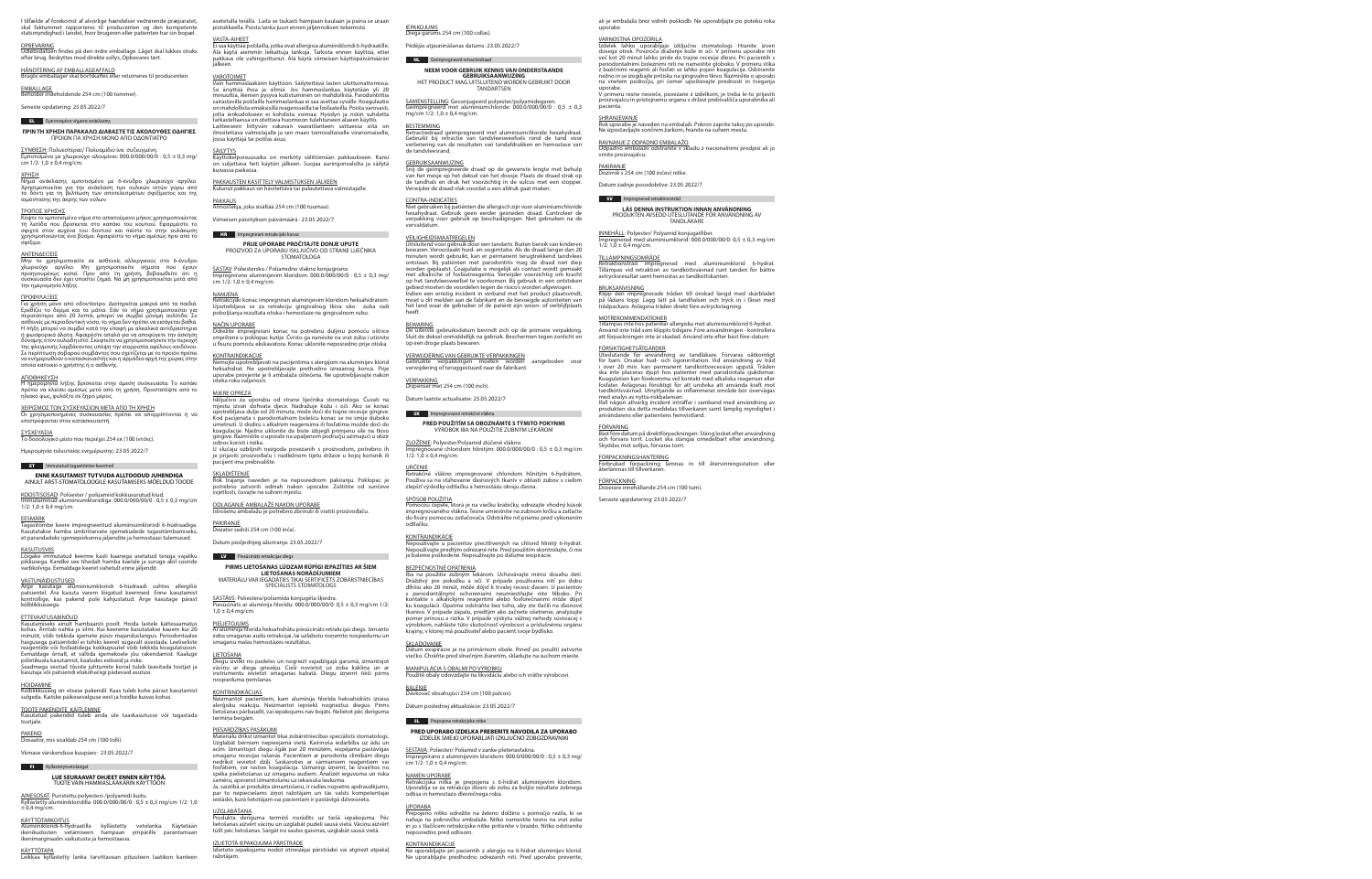I tilfælde af forekomst af alvorlige hændelser vedrørende præparatet, skal fabrikanten rapporteres til producenten og den kompetente statsmyndighed i landet, hvor brugeren eller patienten har sin bopæl.

OPBEVARING
Opbevaringsdåten findes på den indre emballage. Låget skal lukkes straks efter brug. Beskyttes mod direkte sollys. Opbevares tørt.

HÅNDTERING AF EMBALLAGEAFFALD
Brugte emballager skal bortskaffes eller returneres til producenten.

EMBALLAGE
Beholder indeholdende 254 cm (100 tommer).

Seneste opdatering: 23.05.2022/7

EL Εμποτισμένο νήμα ανάσυρσης

**ΠΡΙΝ ΤΗ ΧΡΗΣΗ ΠΑΡΑΚΑΛΩ ΔΙΑΒΑΣΤΕ ΤΙΣ ΑΚΟΛΟΥΘΕΣ ΟΔΗΓΙΕΣ**
ΠΡΟΪΟΝ ΓΙΑ ΧΡΗΣΗ ΜΟΝΟ ΑΠΟ ΟΔΟΝΤΙΑΤΡΟ

ΣΥΝΘΕΣΗ: Πολυεστέρας/ Πολυαμίδιο ίνα συζευγμένη.
Εμποτισμένο με χλωριούχο αλουμίνιο: 000.0/000/00/0 : 0,5 ± 0,3 mg/ cm 1/2: 1,0 ± 0,4 mg/cm.

ΧΡΗΣΗ
Νήμα ανάσυρσης εμποτισμένο με 6-ένυδρο χλωριούχο αργίλιο. Χρησιμοποιείται για την ανάσυρση των ουλικών ιστών γύρω από το δόντι για τη βελτίωση των αποτελεσμάτων αποτυπώσεων και την αιμόσταση της άκρης των ούλων.

ΤΡΟΠΟΣ ΧΡΗΣΗΣ
Κόψτε το εμποτισμένο νήμα στο απαιτούμενο μήκος χρησιμοποιώντας τη λεπίδα που βρίσκεται στο καπάκι του κουτιού. Εφαρμόστε το σφιχτά στον αυχένα του δοντιού και πιέστε το στην ουλοδοντική σχισμή χρησιμοποιώντας ένα βύσμα. Αφαιρέστε το νήμα αμέσως πριν από το αποτύπωμα.

ΑΝΤΕΝΔΕΙΞΕΙΣ
Μην το χρησιμοποιείτε σε ασθενείς αλλεργικούς στο 6-ένυδρο χλωριούχο αργίλιο. Μη χρησιμοποιείτε νήματα που έχουν προηγουμένως κοπεί. Πριν από τη χρήση, βεβαιωθείτε ότι η συσκευασία δεν έχει υποστεί ζημιά. Να μη χρησιμοποιείται μετά από την ημερομηνία λήξης.

ΠΡΟΦΥΛΑΞΕΙΣ
Για χρήση μόνο από οδοντίατρο. Διατηρείται μακριά από τα παιδιά. Ερεθίζει το δέρμα και τα μάτια. Εάν το νήμα χρησιμοποιείται για περισσότερο από 20 λεπτά, μπορεί να συμβεί μόνιμη ουλίτιδα. Σε ασθενείς με περιοδοντική νόσο, το νήμα δεν πρέπει να εισάγεται βαθιά. Η πήξη μπορεί να συμβεί κατά την επαφή με αλκαλικά αντιδραστήρια ή φωσφορικό άλατα. Αφαιρέστε απαλά για να αποφύγετε την έναρξη δύναμη στο ουλικό ιστό. Σκεφτείτε να χρησιμοποιήσετε την περιοχή της φλεγμονής λαμβάνοντας υπόψη την ελεγχόμενη ασφάλεια κινδύνου. Σε περίπτωση σοβαρού συμβάντος που σχετίζεται με το προϊόν πρέπει να ενημερωθούν ο κατασκευαστής και η αρμόδια αρχή της χώρας στην οποία κατοικεί ο χρήστης ή ο ασθενής.

ΑΠΟΘΗΚΕΥΣΗ
Η ημερομηνία λήξης βρίσκεται στην άμεση συσκευασία. Το καπάκι πρέπει να κλείσει αμέσως μετά από τη χρήση. Προστατέψτε από το ηλιακό φως, φυλάξτε σε ξηρό μέρος.

ΧΕΙΡΙΣΜΟΣ ΤΩΝ ΣΥΣΚΕΥΑΣΙΩΝ ΜΕΤΑ ΑΠΟ ΤΗ ΧΡΗΣΗ
Οι χρησιμοποιημένες συσκευασίες πρέπει να απορρίπτονται ή να επιστρέφονται στον κατασκευαστή.

ΣΥΣΚΕΥΑΣΙΑ
Το δοσολογικό μέσο που περιέχει 254 εκ (100 ίντσες).

Ημερομηνία τελευταίας ενημέρωσης: 23.05.2022/7

ET Immutatud tagasitõmbe keermed

**ENNE KASUTAMIST TUTVUDA ALLTOODUD JUHENDIGA**
AINULT ARST-STOMATOLOOGILE KASUTAMISEKS MÕELDUD TOODE

KOOSTISOSAD: Polüester / polüamiid kokkusurutud kiud.
Immutamine alumiiniumkloriidiga: 000.0/000/00/0 : 0,5 ± 0,3 mg/cm 1/2: 1,0 ± 0,4 mg/cm.

EESMÄRK
Tagasitõmbe keere impregneeritud alumiiniumkloriidi 6-hüdraadiga. Kasutatakse hamba ümbritsevate igemekudede tagasitõmbamiseks, et parandadeks igemepiirkonna jäljendite ja hemostaasi tulemused.

KASUTUSVIIS
Lõigake immutatud keerme kasti kaanega asetatud teraga vajaliku pikkusega. Kandke see tihedalt hamba kaelale ja suruge abil soonde varbikoviga. Eemaldage keeret vahetult enne jäljendit.

VASTUNÄIDUSTUSED
Ärge kasutage alumiiniumkloriidi 6-hüdraadi suhtes allergilisi patsientel. Ära kasuta varem lõigatud keermeid. Enne kasutamist kontrollige, kas pakend pole kahjustatud. Ärge kasutage pärast kõlblikkusaega.

ETTEVAATUSABINÕUD
Kasutamiseks ainult hambaarsti poolt. Hoida lastele kättesaamatus kohas. Ärritab nahka ja silmi. Kui keeremе kasutatakse kauem kui 20 minutit, võib tekkida igemete püsiv majanduslangus. Periodontaalse haigusega patsientidel ei tohiks keeret sügavalt sisestada. Leelistele reagentide või fosfaatidega kokkupuutel võib tekkida koagulatsioon. Eemaldage õrnalt, et vältida igemekoele jõu rakendamist. Kaaluge põletikuala kasutamist, kaaludes eelised ja riske.
Seadmega seotud tõsiste juhtumite korral tuleb teavitada tootjat ja kasutaja või patsiendi elukohariigi pädevaid asutusi.

HOIDAMINE
Kõlblikkusaeg on otsese pakendil. Kaas tuleb kohe pärast kasutamist sulgeda. Kaitske päikesevalguse eest ja hoidke kuivas kohas.

TOOTE PAKENDITE KÄITLEMINE
Kasutatud pakendid tuleb anda üle taaskasutuse või tagastada tootjale.

PAKEND
Dosaator, mis sisaldab 254 cm (100 tolli).

Viimase värskenduse kuupäev: 23.05.2022/7

FI Kyllästetty vetolanka

**LUE SEURAAVAT OHJEET ENNEN KÄYTTÖÄ.**
TUOTE VAIN HAMMASLÄÄKÄRIN KÄYTTÖÖN

AINESOSAT: Puristettu polyesteri-/polyamidi kuitu.
Kyllästetty alumiinikloridilla: 000.0/000/00/0 : 0,5 ± 0,3 mg/cm 1/2: 1,0 ± 0,4 mg/cm.

KÄYTTÖTARKOITUS
Alumiinikloridi-6-hydraatilla kyllästetty vetolanka. Käytetään ikenikudosten vetämiseen hampaan ympäriltä parantamaan ikenimarginaalin vaikutusta ja hemostaasia.

KÄYTTÖTAPA
Leikkaa kyllästetty lanka tarvittavaan pituuteen laatikon kanteen asetetulla terällä. Laita se tiukasti hampaan kaulaan ja paina se uraan pistokkeella. Poista lanka juuri ennen jäljennöksen tekemistä.

VASTA-AIHEET
Ei saa käyttää potilailla, jotka ovat allergisia alumiinikloridi 6-hydraatille. Älä käytä aiemmin leikattuja lankoja. Tarkista ennen käyttöä, ettei pakkaus ole vahingoittunut. Älä käytä viimeisen käyttöpäivämäärän jälkeen.

VAROTOIMET
Vain hammaslääkärin käyttöön. Säilytettävä lasten ulottumattomissa. Se ärsyttää ihoa ja silmiä. Jos hammaslankaa käytetään yli 20 minuuttia, ikemen pysyvä kutistuminen on mahdollista. Parodontiittia sairastavilla potilailla hammaslankaa ei saa asettaa syvälle. Koagulaatio on mahdollista emäksisillä reagensseilla tai fosfaateilla. Poista varovasti, jotta ienkudokseen ei kohdistu voimaa. Hyödyn ja riskin suhdetta tarkasteltaessa on otettava huomioon tulehtuneen alueen käyttö.
Laitteeseen liittyvän vakavan vaaratilanteen sattuessa siitä on ilmoitettava valmistajalle ja sen maan toimivaltaiselle viranomaiselle, jossa käyttäjä tai potilas asuu.

SÄILYTYS
Käyttökelpoisuusaika on merkitty välittömään pakkaukseen. Kansi on suljettava heti käytön jälkeen. Suojaa auringonvalolta ja säilytä kuivassa paikassa.

PAKKAUSTEN KÄSITTELY VALMISTUKSEN JÄLKEEN
Kuluneet pakkaus on hävitettävä tai palautettava valmistajalle.

PAKKAUS
Annostelija, joka sisältää 254 cm (100 tuumaa).

Viimeisen päivityksen päivämäärä : 23.05.2022/7

HR Impregnirani retrakcijski konac

**PRIJE UPORABE PROČITAJTE DONJE UPUTE**
PROIZVOD ZA UPORABU ISKLJUČIVO OD STRANE LIJEČNIKA STOMATOLOGA

SASTAV: Poliestersko / Poliamidno vlakno konjugirano.
Impregnirano aluminijevim kloridom: 000.0/000/00/0 : 0,5 ± 0,3 mg/cm 1/2: 1,0 ± 0,4 mg/cm.

NAMJENA
Retrakcijski konac impregniran aluminijevim kloridom heksahidratom. Upotrebljava se za retrakciju gingivalnog tkiva oko zuba radi poboljšanja rezultata otiska i hemostaze na gingivalnom rubu.

NAČIN UPORABE
Odrežite impregnirani konac na potrebnu duljinu pomoću oštrice smještene u poklopac kutije. Čvrsto ga nanesite na vrat zuba i utisnite u fisuru pomoću ekskavatora. Konac uklonite neposredno prije otiska.

KONTRAINDIKACIJE
Nemojte upotrebljavati na pacijentima s alergijom na aluminijev klorid heksahidrat. Ne upotrebljavajte prethodno izrezanog konca. Prije uporabe provjerite je li ambalaža oštećena. Ne upotrebljavajte nakon isteka roka valjanosti.

MJERE OPREZA
Isključivo za uporabu od strane liječnika stomatologa. Čuvati na mjestu izvan dohvata djece. Nadražuje kožu i oči. Ako se konac upotrebljava dulje od 20 minuta, može doći do trajne recesije gingive. Kod pacijenata s parodontalnom bolešću konac se ne smije duboko umetnuti. U dodiru s alkalnim reagensima ili fosfatima može doći do koagulacije. Nježno uklonite da biste izbjegli primjenu sile na tkivo gingive. Razmislite o uporabi na upaljenom području uzimajući u obzir odnos koristi i rizika.
U slučaju ozbiljnih nezgoda povezanih s proizvodom, potrebno ih je prijaviti proizvođaču i nadležnom tijelu države u kojoj korisnik ili pacijent ima prebivalište.

SKLADIŠTENJE
Rok trajanja naveden je na neposrednom pakiranju. Poklopac je potrebno zatvoriti odmah nakon uporabe. Zaštitite od sunčeve svjetlosti, čuvajte na suhom mjestu.

ODLAGANJE AMBALAŽE NAKON UPORABE
Istrošenu ambalažu je potrebno zbrinuti ili vratiti proizvođaču.

PAKIRANJE
Dozator sadrži 254 cm (100 inča).

Datum posljednjeg ažuriranja: 23.05.2022/7

LV Piesūcināts retrakcijas diegs

**PIRMS LIETOŠANAS LŪDZAM RŪPĪGI IEPAZĪTIES AR ŠIEM LIETOŠANAS NORĀDĪJUMIEM**
MATERIĀLU VAR IEGĀDĀTIES TIKAI SERTIFICĒTS ZOBĀRSTNIECĪBAS SPECIĀLISTS STOMATOLOGS

SASTĀVS: Poliestera/poliamīda konjugēta šķiedra.
Piesūcināts ar alumīnija hlorīdu: 000.0/000/00/0: 0,5 ± 0,3 mg/cm 1/2: 1,0 ± 0,4 mg/cm.

PIELIETOJUMS
Ar alumīnija hlorīda heksahidrātu piesūcināts retrakcijas diegs. Izmanto zobu smaganas audu retrakcijai, lai uzlabotu nospiedumu rezultātu un smaganu malas hemostāzes rezultātus.

LIETOŠANA
Diegu izvilkt no pudeles un nogriezt vajadzīgajā garumā, izmantojot vāciņu ar diega griezēju. Cieši novietot uz zoba kakliņa un ar instrumentu ievietot smaganas kabatā. Diegu izņemt tieši pirms nospieduma ņemšanas.

KONTRINDIKĀCIJAS
Neizmantot pacientiem, kam alumīnija hlorīda heksahidrāts izraisa alerģisku reakciju. Neizmantot iepriekš nogrieztus diegus. Pirms lietošanas pārbaudīt, vai iepakojums nav bojāts. Nelietot pēc derīguma termiņa beigām.

PIESARDZĪBAS PASĀKUMI
Materiālu drīkst izmantot tikai zobārstniecības speciālists stomatologs. Uzglabāt bērniem nepieejamā vietā. Kairinoša iedarbība uz ādu un acīm. Izmantojot diegu ilgāk par 20 minūtēm, iespējama pastāvīgas smaganu recesijas rašanās. Pacientiem ar parodonta slimībām diegu nedrīkst ievietot dziļi. Saskaroties ar sārmainiem reaģentiem vai fosfātiem, var rasties koagulācija. Uzmanīgi izņemt, lai izvairītos no spēka pielietošanas uz smaganu audiem. Analizēt ieguvuma un riska samēru, apsverot izmantošanu uz iekaisušu laukumu.
Ja, saistībā ar produkta izmantošanu, ir radies nopietns apdraudējums, par to nepieciešams ziņot ražotājam un tās valsts kompetentajai iestādei, kurā lietotājam vai pacientam ir pastāvīgā dzīvesvieta.

UZGLABĀŠANA
Produkta derīguma termiņš norādīts uz tiešā iepakojuma. Pēc lietošanas aizvērt vāciņu un uzglabāt pudeli sausā vietā. Vāciņu aizvērt tūlīt pēc lietošanas. Sargāt no saules gaismas, uzglabāt sausā vietā.

IZLIETOTĀ IEPAKOJUMA PĀRSTRĀDE
Izlietoto iepakojumu nodot otrreizējai pārstrādei vai atgriezt atpakaļ ražotājam.

IEPAKOJUMS
Diega garums 254 cm (100 collas).

Pēdējās atjaunināšanas datums: 23.05.2022/7

NL Geïmpregneerd retractiedraad

**NEEM VOOR GEBRUIK KENNIS VAN ONDERSTAANDE GEBRUIKSAANWIJZING**
HET PRODUCT MAG UITSLUITEND WORDEN GEBRUIKT DOOR TANDARTSEN

SAMENSTELLING: Geconjugeerd polyester/polyamidevezeln.
Geïmpregneerd met aluminiumchloride: 000.0/000/00/0 : 0,5 ± 0,3 mg/cm 1/2: 1,0 ± 0,4 mg/cm.

BESTEMMING
Retractiedraad geïmpregneerd met aluminiumchloride hexahydraat. Gebruikt bij retractie van tandvleesweefsels rond de tand voor verbetering van de resultaten van tandafdrukken en hemostase van de tandvleesrand.

GEBRUIKSAANWIJZING
Snij de geïmpregneerde draad op de gewenste lengte met behulp van het mesje op het deksel van het doosje. Plaats de draad strak op de tandhals en druk het voorzichtig in de sulcus met een stopper. Verwijder de draad vlak voordat u een afdruk gaat maken.

CONTRA-INDICATIES
Niet gebruiken bij patiënten die allergisch zijn voor aluminiumchloride hexahydraat. Gebruik geen eerder gesneden draad. Controleer de verpakking voor gebruik op beschadigingen. Niet gebruiken na de vervaldatum.

VEILIGHEIDSMAATREGELEN
Uitsluitend voor gebruik door een tandarts. Buiten bereik van kinderen bewaren. Veroorzaakt huid- en oogirritatie. Als de draad langer dan 20 minuten wordt gebruikt, kan er permanent terugtrekkend tandvlees ontstaan. Bij patiënten met parodontitis mag de draad niet diep worden geplaatst. Coagulatie is mogelijk als contact wordt gemaakt met alkalische of fosfaatreagentia. Verwijder voorzichtig om kracht op het tandvleesweefsel te voorkomen. Bij gebruik in een ontstoken gebied moeten de voordelen tegen de risico's worden afgewogen.
Indien een ernstig incident in verband met het product plaatsvindt, moet u dit melden aan de fabrikant en de bevoegde autoriteiten van het land waar de gebruiker of de patiënt zijn woon- of verblijfplaats heeft.

BEWARING
De uiterste gebruiksdatum bevindt zich op de primaire verpakking. Sluit de deksel onmiddellijk na gebruik. Beschermen tegen zonlicht en op een droge plaats bewaren.

VERWIJDERING VAN GEBRUIKTE VERPAKKINGEN
Gebruikte verpakkingen moeten worden aangeboden voor verwijdering of teruggestuurd naar de fabrikant.

VERPAKKING
Dispenser met 254 cm (100 inch).

Datum laatste actualisatie: 23.05.2022/7

SK Impregnované retrakčné vlákno

**PRED POUŽITÍM SA OBOZNÁMTE S TÝMITO POKYNMI**
VÝROBOK IBA NA POUŽITIE ZUBNÝM LEKÁROM

ZLOŽENIE: Polyester/Polyamid združené vlákno.
Impregnované chloridom hlinitým: 000.0/000/00/0 : 0,5 ± 0,3 mg/cm 1/2: 1,0 ± 0,4 mg/cm.

URČENIE
Retrakčné vlákno impregnované chloridom hlinitým 6-hydrátom. Používa sa na sťahovanie ďasnových tkanív v oblasti zubov s cieľom zlepšiť výsledky odtlačku a hemostázu okraju ďasna.

SPÔSOB POUŽITIA
Pomocou čepele, ktorá je na viečku krabičky, odrezajte vhodný kúsok impregnovaného vlákna. Tesne umiestnite na zubnom krčku a zatlačte do fisúry pomocou zatláčovača. Odstráňte niť priamo pred vykonaním odtlačku.

KONTRAINDIKÁCIE
Nepoužívajte u pacientov precitlivených na chlorid hlinitý 6-hydrát. Nepoužívajte predtým odrezané nite. Pred použitím skontrolujte, či nie je balenie poškodené. Nepoužívajte po dátume exspirácie.

BEZPEČNOSTNÉ OPATRENIA
Iba na použitie zubným lekárom. Uchovávajte mimo dosahu detí. Dráždivý pre pokožku a oči. V prípade používania nití po dobu dlhšiu ako 20 minút, môže dôjsť k trvalej recesii ďasien. U pacientov s periodontálnymi ochoreniami neumiestňujte nite hlboko. Pri kontakte s alkalickými reagentami alebo fosforečnanmi môže dôjsť ku koagulácii. Opatrne odstráňte bez toho, aby ste tlačili na ďasnové tkanivo. V prípade zápalu, prečítajte ako zacnete ošetrenie, analyzujte pomer prínosu a rizika. V prípade výskytu vážnej nehody súvisiacej s výrobkom, nahláste túto skutočnosť výrobcovi a príslušnému orgánu krajiny, v ktorej má používateľ alebo pacient svoje bydlisko.

SKLADOVANIE
Dátum exspirácie je na primárnom obale. Ihneď po použití zatvorte viečko. Chráňte pred slnečným žiarením, skladujte na suchom mieste.

MANIPULÁCIA S OBALMI PO VÝROBKU
Použité obaly odovzdajte na likvidáciu alebo ich vráťte výrobcovi.

BALENIE
Dávkovač obsahujúci 254 cm (100 palcov).

Dátum poslednej aktualizácie: 23.05.2022/7

SL Prepojena retrakcijska nitka

**PRED UPORABO IZDELKA PREBERITE NAVODILA ZA UPORABO**
IZDELEK SMEJO UPORABLJATI IZKLJUČNO ZOBOZDRAVNIKI

SESTAVA: Poliester/ Poliamid v zanke pletenavlakna.
Impregnirano z aluminijevim kloridom: 000.0/000/00/0 : 0,5 ± 0,3 mg/cm 1/2: 1,0 ± 0,4 mg/cm.

NAMEN UPORABE
Retrakcijska nitka je prepojena s 6-hidrat aluminijevim kloridom. Uporablja se za retrakcijo dlesni ob zobu za boljše rezultate zobnega odtisa in hemostazo dlesninega roba.

UPORABA
Prepojeno nitko odrežite na želeno dolžino s pomočjo rezila, ki se nahaja na pokrovčku embalaže. Nitko namestite tesno na vrat zoba in jo s tlačilcem retrakcijske nitke pritisnite v brazdo. Nitko odstranite neposredno pred odtisom.

KONTRAINDIKACIJE
Ne uporabljajte pri pacientih z alergijo na 6-hidrat aluminijev klorid. Ne uporabljajte predhodno odrezanih niti. Pred uporabo preverite, ali je embalaža brez vidnih poškodb. Ne uporabljajte po poteku roka uporabe.

VARNOSTNA OPOZORILA
Izdelek lahko uporabljajo izključno stomatologi. Hranite izven dosega otrok. Prisotna draženje kože in oči. V primeru uporabe niti več kot 20 minut lahko pride do trajne recesije dlesni. Pri pacientih s periodontalnimi boleznimi niti ne namestite globoko. V primeru stika z bazičnimi reagenti ali fosfati se lahko pojavi koagulacija. Odstranite nežno in se izogibajte pritisku na gingivalno tkivo. Razmislite o uporabi na vnetem področju, pri čemer upoštevajte prednosti in tveganja uporabe.
V primeru resne nesreče, povezane z izdelkom, je treba le-to prijaviti proizvajalcu in pristojnemu organu v državi prebivališča uporabnika ali pacienta.

SHRANJEVANJE
Rok uporabe je naveden na embalaži. Pokrov zaprite takoj po uporabi. Ne izpostavljajte sončnim žarkom, hranite na suhem mestu.

RAVNANJE Z ODPADNO EMBALAŽO
Odpadno embalažo odstranite v skladu z nacionalnimi predpisi ali jo vrnite proizvajalcu.

PAKIRANJE
Dozirnik s 254 cm (100 inčev) nitke.

Datum zadnje posodobitve: 23.05.2022/7

SV Impregnerad retraktionstråd

**LÄS DENNA INSTRUKTION INNAN ANVÄNDNING**
PRODUKTEN AVSEDD UTESLUTANDE FÖR ANVÄNDNING AV TANDLÄKARE

INNEHÅLL: Polyester/ Polyamid konjugatfiber.
Impregnerad med aluminiumklorid: 000.0/000/00/0: 0,5 ± 0,3 mg/cm 1/2: 1,0 ± 0,4 mg/cm.

TILLÄMPNINGSOMRÅDE
Retraktionstråd impregnerad med aluminiumklorid 6-hydrat. Tillämpas vid retraktion av tandköttsvävnad runt tanden för bättre avtrycksresultat samt hemostas av tandköttskanten.

BRUKSANVISNING
Klipp den impregnerade tråden till önskad längd med skärbladet på lådans topp. Lägg tätt på tandhalsen och tryck in i fåran med trådpackare. Avlägsna tråden direkt före avtrycksttagning.

MOTREKOMMENDATIONER
Tillämpas inte hos patienter allergiska mot aluminiumklorid 6-hydrat. Använd inte tråd som klippts tidigare. Före användningen - kontrollera att förpackningen inte är skadad. Använd inte efter bäst före-datum.

FÖRSIKTIGHETSÅTGÄRDER
Uteslutande för användning av tandläkare. Förvaras oåtkomligt för barn. Orsakar hud- och ögonirritation. Vid användning av tråd i över 20 min. kan permanent tandköttsrecession uppstå. Tråden ska inte placeras djupt hos patienter med parodontala sjukdomar. Koagulation kan förekomma vid kontakt med alkaliska reagenser eller fosfater. Avlägsnas försiktigt för att undvika att använda kraft mot tandköttsvävnad. Utnyttjande av inflammerat område bör övervägas med analys av nytta-riskbalansen.
Ifall någon allvarlig incident inträffar i samband med användning av produkten ska detta meddelas tillverkaren samt lämplig myndighet i användarens eller patientens hemvistland.

FÖRVARING
Bäst före datum på direktförpackningen. Stäng locket efter användning och förvara torrt. Locket ska stängas omedelbart efter användning. Skyddas mot solljus, förvaras torrt.

FÖRPACKNINGSHANTERING
Förbrukad förpackning lämnas in till återvinningsstation eller återlämnas till tillverkaren.

FÖRPACKNING
Doserare innehållande 254 cm (100 tum).

Senaste uppdatering: 23.05.2022/7